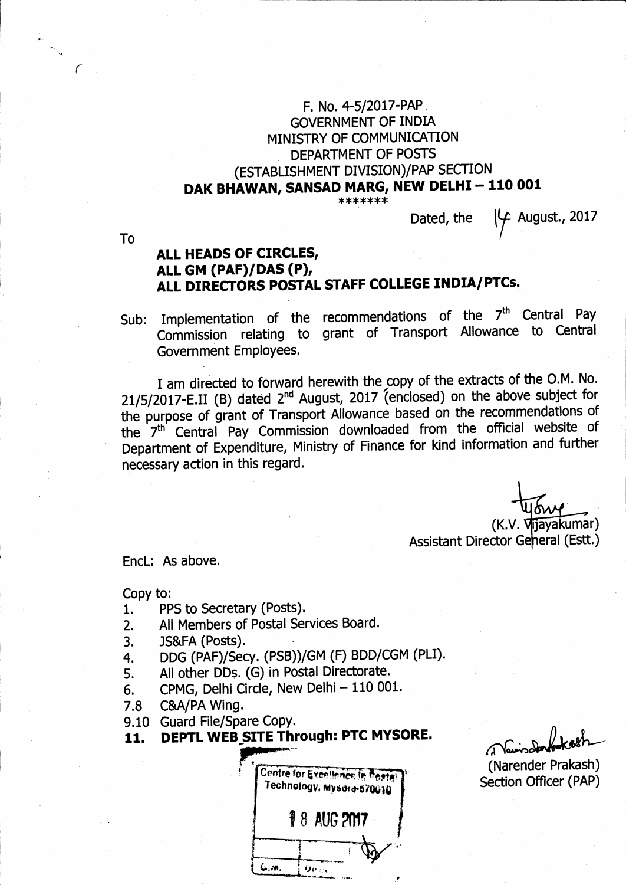F. No. 4-5/2017-PAP
GOVERNMENT OF INDIA
MINISTRY OF COMMUNICATION
DEPARTMENT OF POSTS
(ESTABLISHMENT DIVISION)/PAP SECTION
**DAK BHAWAN, SANSAD MARG, NEW DELHI – 110 001**
\*\*\*\*\*\*\*

Dated, the 14 August., 2017

To

**ALL HEADS OF CIRCLES,**
**ALL GM (PAF)/DAS (P),**
**ALL DIRECTORS POSTAL STAFF COLLEGE INDIA/PTCs.**

Sub: Implementation of the recommendations of the 7th Central Pay Commission relating to grant of Transport Allowance to Central Government Employees.

I am directed to forward herewith the copy of the extracts of the O.M. No. 21/5/2017-E.II (B) dated 2nd August, 2017 (enclosed) on the above subject for the purpose of grant of Transport Allowance based on the recommendations of the 7th Central Pay Commission downloaded from the official website of Department of Expenditure, Ministry of Finance for kind information and further necessary action in this regard.

(K.V. Vijayakumar)
Assistant Director General (Estt.)

Encl: As above.

Copy to:

1. PPS to Secretary (Posts).
2. All Members of Postal Services Board.
3. JS&FA (Posts).
4. DDG (PAF)/Secy. (PSB))/GM (F) BDD/CGM (PLI).
5. All other DDs. (G) in Postal Directorate.
6. CPMG, Delhi Circle, New Delhi – 110 001.

7.8 C&A/PA Wing.

9.10 Guard File/Spare Copy.

**11. DEPTL WEB SITE Through: PTC MYSORE.**

(Narender Prakash)
Section Officer (PAP)

Centre for Excellence in Postal Technology, Mysore-570010
18 AUG 2017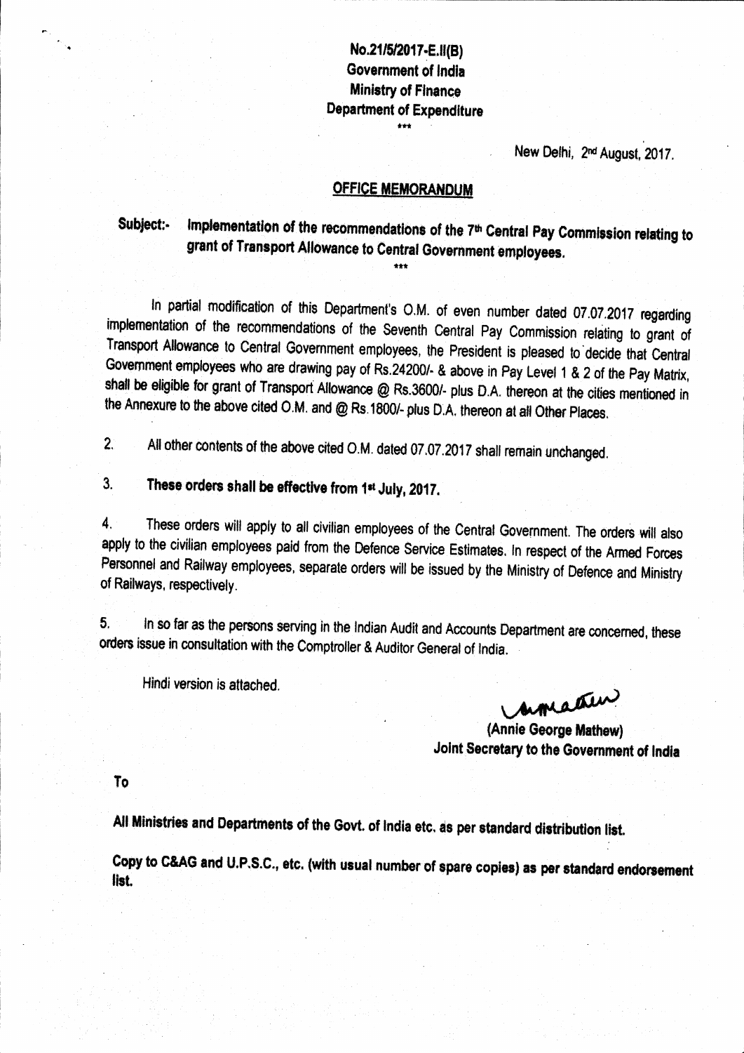**No.21/5/2017-E.II(B)**
**Government of India**
**Ministry of Finance**
**Department of Expenditure**
\*\*\*

New Delhi, 2nd August, 2017.

## OFFICE MEMORANDUM

**Subject:- Implementation of the recommendations of the 7th Central Pay Commission relating to grant of Transport Allowance to Central Government employees.**

\*\*\*

In partial modification of this Department's O.M. of even number dated 07.07.2017 regarding implementation of the recommendations of the Seventh Central Pay Commission relating to grant of Transport Allowance to Central Government employees, the President is pleased to decide that Central Government employees who are drawing pay of Rs.24200/- & above in Pay Level 1 & 2 of the Pay Matrix, shall be eligible for grant of Transport Allowance @ Rs.3600/- plus D.A. thereon at the cities mentioned in the Annexure to the above cited O.M. and @ Rs.1800/- plus D.A. thereon at all Other Places.

2. All other contents of the above cited O.M. dated 07.07.2017 shall remain unchanged.

3. **These orders shall be effective from 1st July, 2017.**

4. These orders will apply to all civilian employees of the Central Government. The orders will also apply to the civilian employees paid from the Defence Service Estimates. In respect of the Armed Forces Personnel and Railway employees, separate orders will be issued by the Ministry of Defence and Ministry of Railways, respectively.

5. In so far as the persons serving in the Indian Audit and Accounts Department are concerned, these orders issue in consultation with the Comptroller & Auditor General of India.

Hindi version is attached.

(Annie George Mathew)
**Joint Secretary to the Government of India**

**To**

**All Ministries and Departments of the Govt. of India etc. as per standard distribution list.**

**Copy to C&AG and U.P.S.C., etc. (with usual number of spare copies) as per standard endorsement list.**